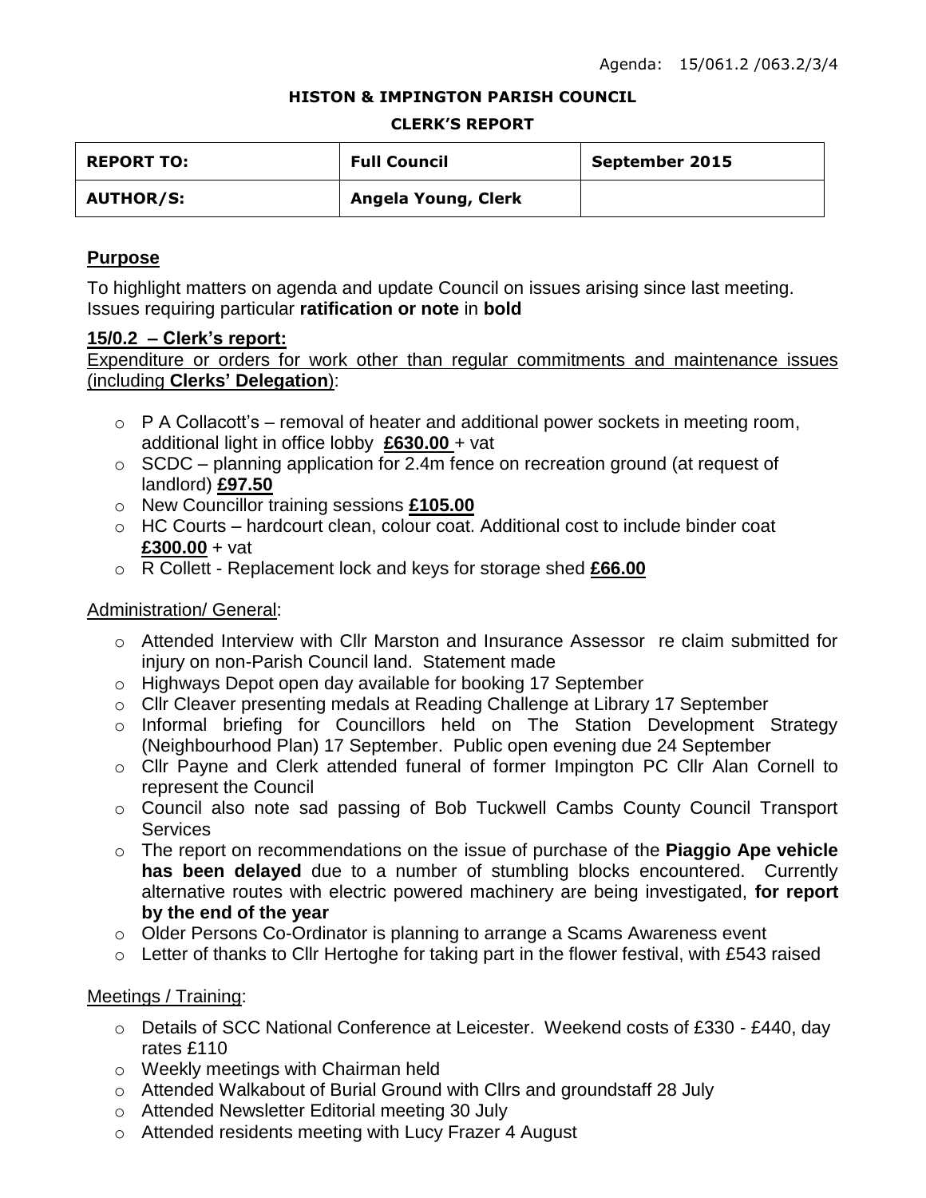Agenda: 15/061.2 /063.2/3/4

**HISTON & IMPINGTON PARISH COUNCIL**

**CLERK'S REPORT**

| **REPORT TO:** | **Full Council** | **September 2015** |
|---|---|---|
| **AUTHOR/S:** | **Angela Young, Clerk** | |

## Purpose

To highlight matters on agenda and update Council on issues arising since last meeting. Issues requiring particular **ratification or note** in **bold**

## 15/0.2 – Clerk's report:

Expenditure or orders for work other than regular commitments and maintenance issues (including **Clerks' Delegation**):

- P A Collacott's – removal of heater and additional power sockets in meeting room, additional light in office lobby **£630.00** + vat
- SCDC – planning application for 2.4m fence on recreation ground (at request of landlord) **£97.50**
- New Councillor training sessions **£105.00**
- HC Courts – hardcourt clean, colour coat. Additional cost to include binder coat **£300.00** + vat
- R Collett - Replacement lock and keys for storage shed **£66.00**

Administration/ General:

- Attended Interview with Cllr Marston and Insurance Assessor re claim submitted for injury on non-Parish Council land. Statement made
- Highways Depot open day available for booking 17 September
- Cllr Cleaver presenting medals at Reading Challenge at Library 17 September
- Informal briefing for Councillors held on The Station Development Strategy (Neighbourhood Plan) 17 September. Public open evening due 24 September
- Cllr Payne and Clerk attended funeral of former Impington PC Cllr Alan Cornell to represent the Council
- Council also note sad passing of Bob Tuckwell Cambs County Council Transport Services
- The report on recommendations on the issue of purchase of the **Piaggio Ape vehicle has been delayed** due to a number of stumbling blocks encountered. Currently alternative routes with electric powered machinery are being investigated, **for report by the end of the year**
- Older Persons Co-Ordinator is planning to arrange a Scams Awareness event
- Letter of thanks to Cllr Hertoghe for taking part in the flower festival, with £543 raised

Meetings / Training:

- Details of SCC National Conference at Leicester. Weekend costs of £330 - £440, day rates £110
- Weekly meetings with Chairman held
- Attended Walkabout of Burial Ground with Cllrs and groundstaff 28 July
- Attended Newsletter Editorial meeting 30 July
- Attended residents meeting with Lucy Frazer 4 August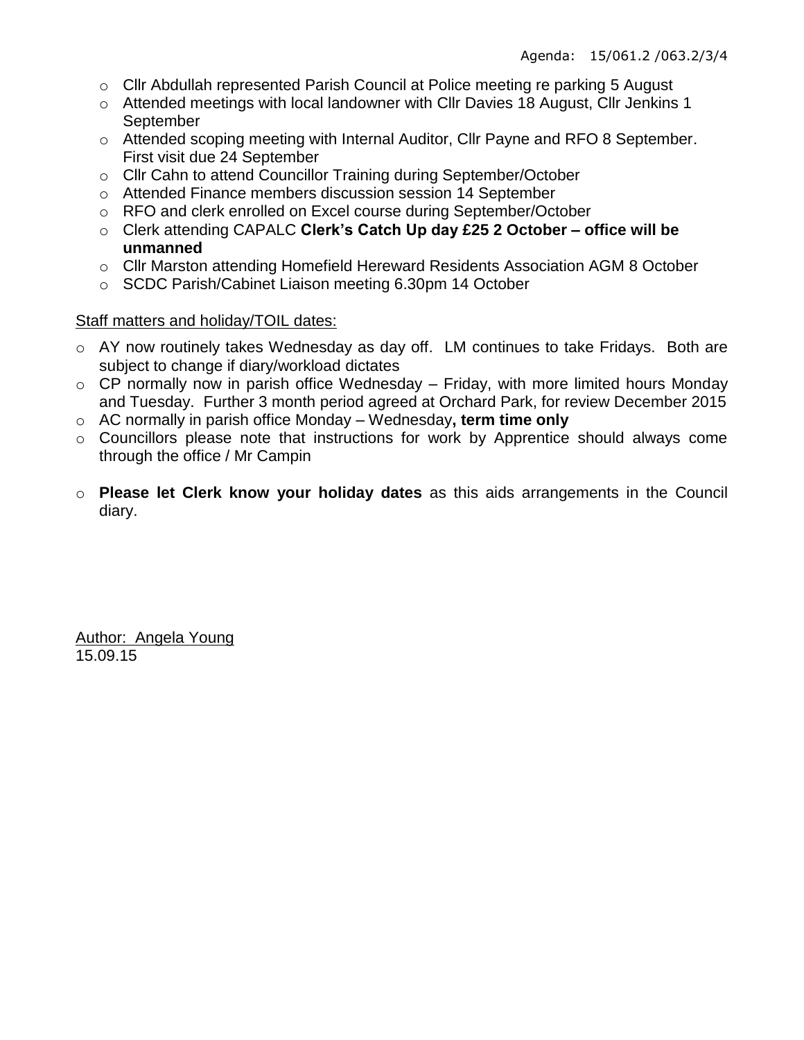- Cllr Abdullah represented Parish Council at Police meeting re parking 5 August
- Attended meetings with local landowner with Cllr Davies 18 August, Cllr Jenkins 1 September
- Attended scoping meeting with Internal Auditor, Cllr Payne and RFO 8 September. First visit due 24 September
- Cllr Cahn to attend Councillor Training during September/October
- Attended Finance members discussion session 14 September
- RFO and clerk enrolled on Excel course during September/October
- Clerk attending CAPALC **Clerk's Catch Up day £25 2 October – office will be unmanned**
- Cllr Marston attending Homefield Hereward Residents Association AGM 8 October
- SCDC Parish/Cabinet Liaison meeting 6.30pm 14 October

Staff matters and holiday/TOIL dates:

- AY now routinely takes Wednesday as day off. LM continues to take Fridays. Both are subject to change if diary/workload dictates
- CP normally now in parish office Wednesday – Friday, with more limited hours Monday and Tuesday. Further 3 month period agreed at Orchard Park, for review December 2015
- AC normally in parish office Monday – Wednesday**, term time only**
- Councillors please note that instructions for work by Apprentice should always come through the office / Mr Campin

- **Please let Clerk know your holiday dates** as this aids arrangements in the Council diary.

Author: Angela Young
15.09.15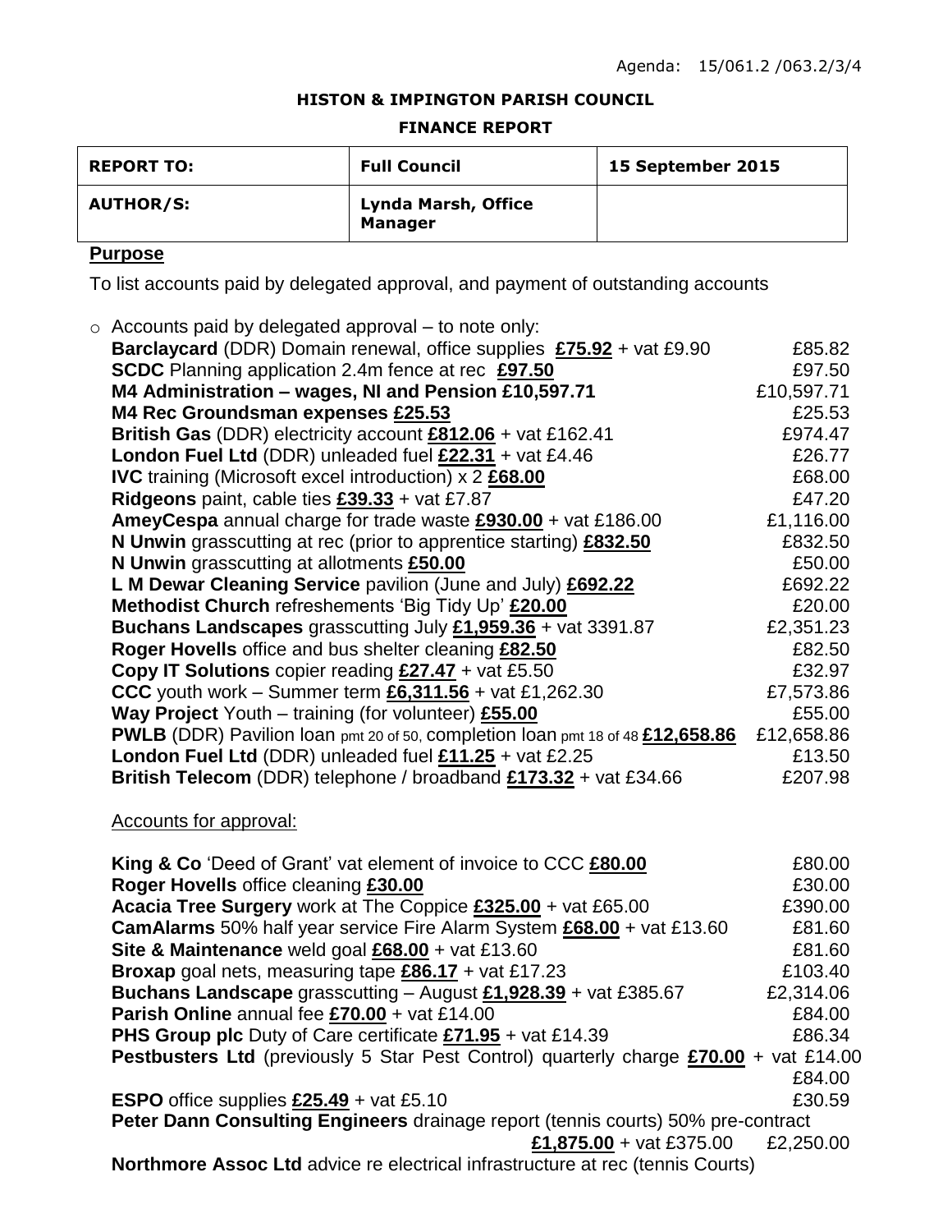Agenda: 15/061.2 /063.2/3/4

**HISTON & IMPINGTON PARISH COUNCIL**

**FINANCE REPORT**

| | | |
|---|---|---|
| **REPORT TO:** | **Full Council** | **15 September 2015** |
| **AUTHOR/S:** | **Lynda Marsh, Office Manager** | |

## Purpose

To list accounts paid by delegated approval, and payment of outstanding accounts

- Accounts paid by delegated approval – to note only:

| | |
|---|---|
| **Barclaycard** (DDR) Domain renewal, office supplies **£75.92** + vat £9.90 | £85.82 |
| **SCDC** Planning application 2.4m fence at rec **£97.50** | £97.50 |
| **M4 Administration – wages, NI and Pension £10,597.71** | £10,597.71 |
| **M4 Rec Groundsman expenses £25.53** | £25.53 |
| **British Gas** (DDR) electricity account **£812.06** + vat £162.41 | £974.47 |
| **London Fuel Ltd** (DDR) unleaded fuel **£22.31** + vat £4.46 | £26.77 |
| **IVC** training (Microsoft excel introduction) x 2 **£68.00** | £68.00 |
| **Ridgeons** paint, cable ties **£39.33** + vat £7.87 | £47.20 |
| **AmeyCespa** annual charge for trade waste **£930.00** + vat £186.00 | £1,116.00 |
| **N Unwin** grasscutting at rec (prior to apprentice starting) **£832.50** | £832.50 |
| **N Unwin** grasscutting at allotments **£50.00** | £50.00 |
| **L M Dewar Cleaning Service** pavilion (June and July) **£692.22** | £692.22 |
| **Methodist Church** refreshements 'Big Tidy Up' **£20.00** | £20.00 |
| **Buchans Landscapes** grasscutting July **£1,959.36** + vat 3391.87 | £2,351.23 |
| **Roger Hovells** office and bus shelter cleaning **£82.50** | £82.50 |
| **Copy IT Solutions** copier reading **£27.47** + vat £5.50 | £32.97 |
| **CCC** youth work – Summer term **£6,311.56** + vat £1,262.30 | £7,573.86 |
| **Way Project** Youth – training (for volunteer) **£55.00** | £55.00 |
| **PWLB** (DDR) Pavilion loan pmt 20 of 50, completion loan pmt 18 of 48 **£12,658.86** | £12,658.86 |
| **London Fuel Ltd** (DDR) unleaded fuel **£11.25** + vat £2.25 | £13.50 |
| **British Telecom** (DDR) telephone / broadband **£173.32** + vat £34.66 | £207.98 |

Accounts for approval:

| | |
|---|---|
| **King & Co** 'Deed of Grant' vat element of invoice to CCC **£80.00** | £80.00 |
| **Roger Hovells** office cleaning **£30.00** | £30.00 |
| **Acacia Tree Surgery** work at The Coppice **£325.00** + vat £65.00 | £390.00 |
| **CamAlarms** 50% half year service Fire Alarm System **£68.00** + vat £13.60 | £81.60 |
| **Site & Maintenance** weld goal **£68.00** + vat £13.60 | £81.60 |
| **Broxap** goal nets, measuring tape **£86.17** + vat £17.23 | £103.40 |
| **Buchans Landscape** grasscutting – August **£1,928.39** + vat £385.67 | £2,314.06 |
| **Parish Online** annual fee **£70.00** + vat £14.00 | £84.00 |
| **PHS Group plc** Duty of Care certificate **£71.95** + vat £14.39 | £86.34 |
| **Pestbusters Ltd** (previously 5 Star Pest Control) quarterly charge **£70.00** + vat £14.00 | £84.00 |
| **ESPO** office supplies **£25.49** + vat £5.10 | £30.59 |
| **Peter Dann Consulting Engineers** drainage report (tennis courts) 50% pre-contract **£1,875.00** + vat £375.00 | £2,250.00 |
| **Northmore Assoc Ltd** advice re electrical infrastructure at rec (tennis Courts) | |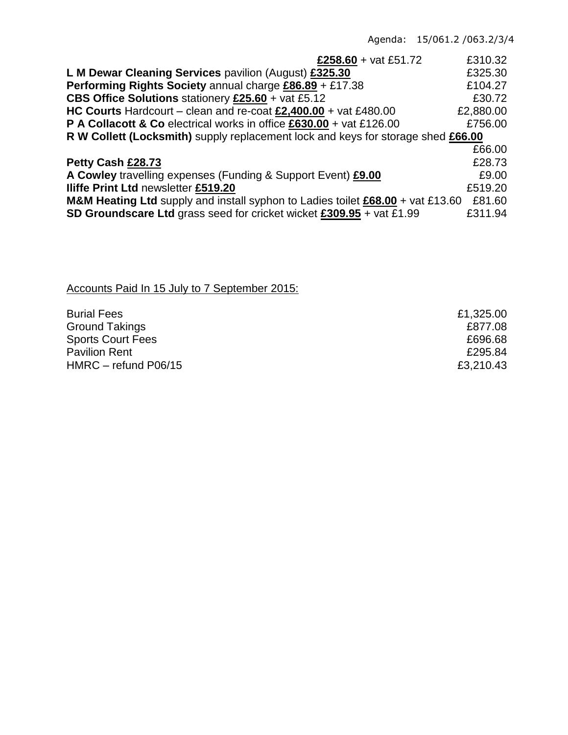Agenda: 15/061.2 /063.2/3/4

| | |
|---|---|
| **£258.60** + vat £51.72 | £310.32 |
| **L M Dewar Cleaning Services** pavilion (August) **£325.30** | £325.30 |
| **Performing Rights Society** annual charge **£86.89** + £17.38 | £104.27 |
| **CBS Office Solutions** stationery **£25.60** + vat £5.12 | £30.72 |
| **HC Courts** Hardcourt – clean and re-coat **£2,400.00** + vat £480.00 | £2,880.00 |
| **P A Collacott & Co** electrical works in office **£630.00** + vat £126.00 | £756.00 |
| **R W Collett (Locksmith)** supply replacement lock and keys for storage shed **£66.00** | £66.00 |
| **Petty Cash £28.73** | £28.73 |
| **A Cowley** travelling expenses (Funding & Support Event) **£9.00** | £9.00 |
| **Iliffe Print Ltd** newsletter **£519.20** | £519.20 |
| **M&M Heating Ltd** supply and install syphon to Ladies toilet **£68.00** + vat £13.60 | £81.60 |
| **SD Groundscare Ltd** grass seed for cricket wicket **£309.95** + vat £1.99 | £311.94 |

Accounts Paid In 15 July to 7 September 2015:

| | |
|---|---|
| Burial Fees | £1,325.00 |
| Ground Takings | £877.08 |
| Sports Court Fees | £696.68 |
| Pavilion Rent | £295.84 |
| HMRC – refund P06/15 | £3,210.43 |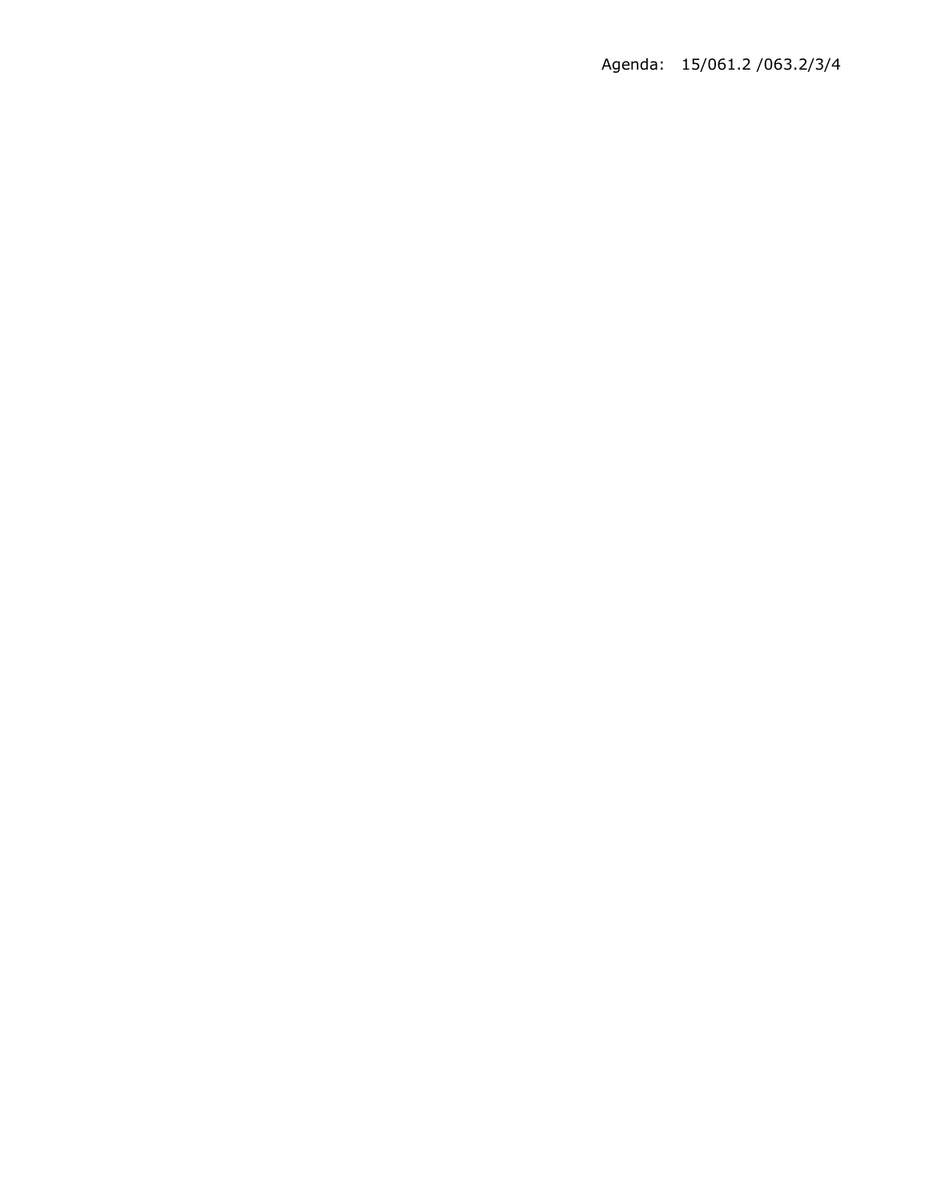Agenda: 15/061.2 /063.2/3/4